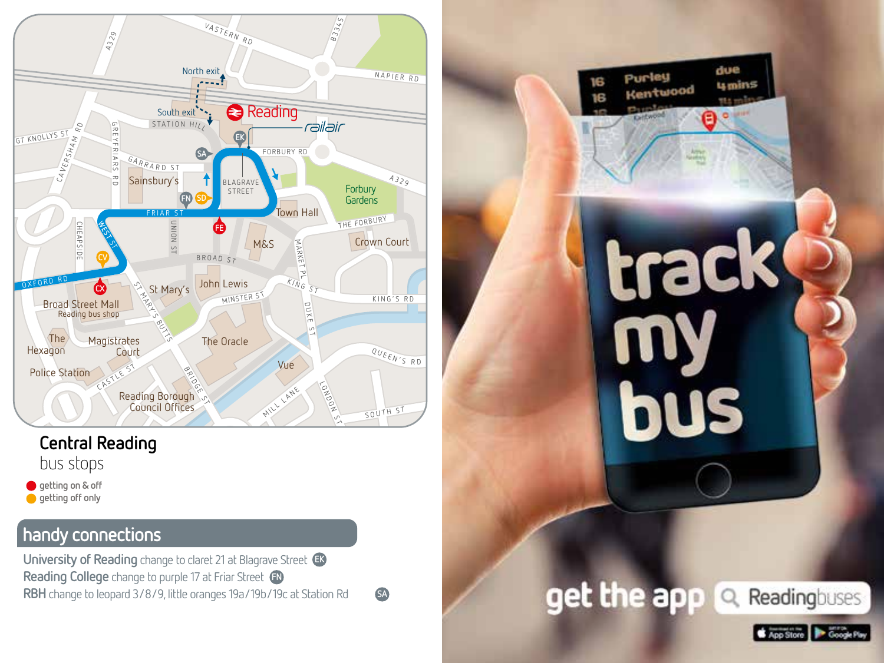## Central Reading

bus stops

- getting on & off
- getting off only

## handy connections

**University of Reading** change to claret 21 at Blagrave Street EK

**Reading College** change to purple 17 at Friar Street FN

**RBH** change to leopard 3/8/9, little oranges 19a/19b/19c at Station Rd SA

**track my bus**

**get the app** Readingbuses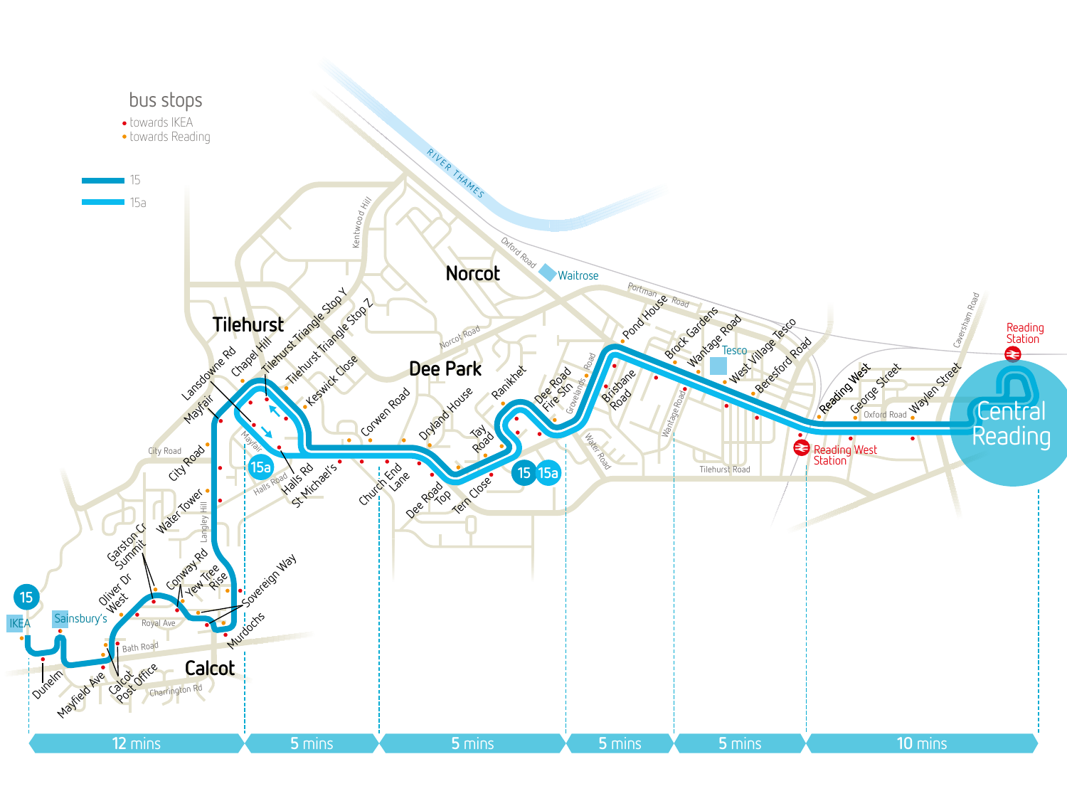bus stops

- towards IKEA
- towards Reading

15

15a

Tilehurst

Norcot

Dee Park

Calcot

Central Reading

RIVER THAMES

Waitrose

Tesco

IKEA

Sainsbury's

Reading Station

Reading West Station

Kentwood Hill

Oxford Road

Portman Road

Norcot Road

City Road

Halls Road

Royal Ave

Bath Road

Charrington Rd

Langley Hill

Mayfair

Groveland Road

Water Road

Wantage Road

Tilehurst Road

Caversham Road

Lansdowne Rd

Chapel Hill

Tilehurst Triangle Stop Y

Tilehurst Triangle Stop Z

Keswick Close

Corwen Road

Dryland House

Ranikhet

Dee Road Fire Stn

Pond House

Brock Gardens

Wantage Road

West Village Tesco

Beresford Road

Reading West

George Street

Waylen Street

Brisbane Road

Tay Road

Tern Close

Dee Road Top

Church End Lane

St Michael's

Halls Rd

City Road

Water Tower

Garston Cr Summit

Oliver Dr West

Conway Rd

Yew Tree Rise

Sovereign Way

Murdochs

Calcot Post Office

Mayfield Ave

Dunelm

12 mins | 5 mins | 5 mins | 5 mins | 5 mins | 10 mins